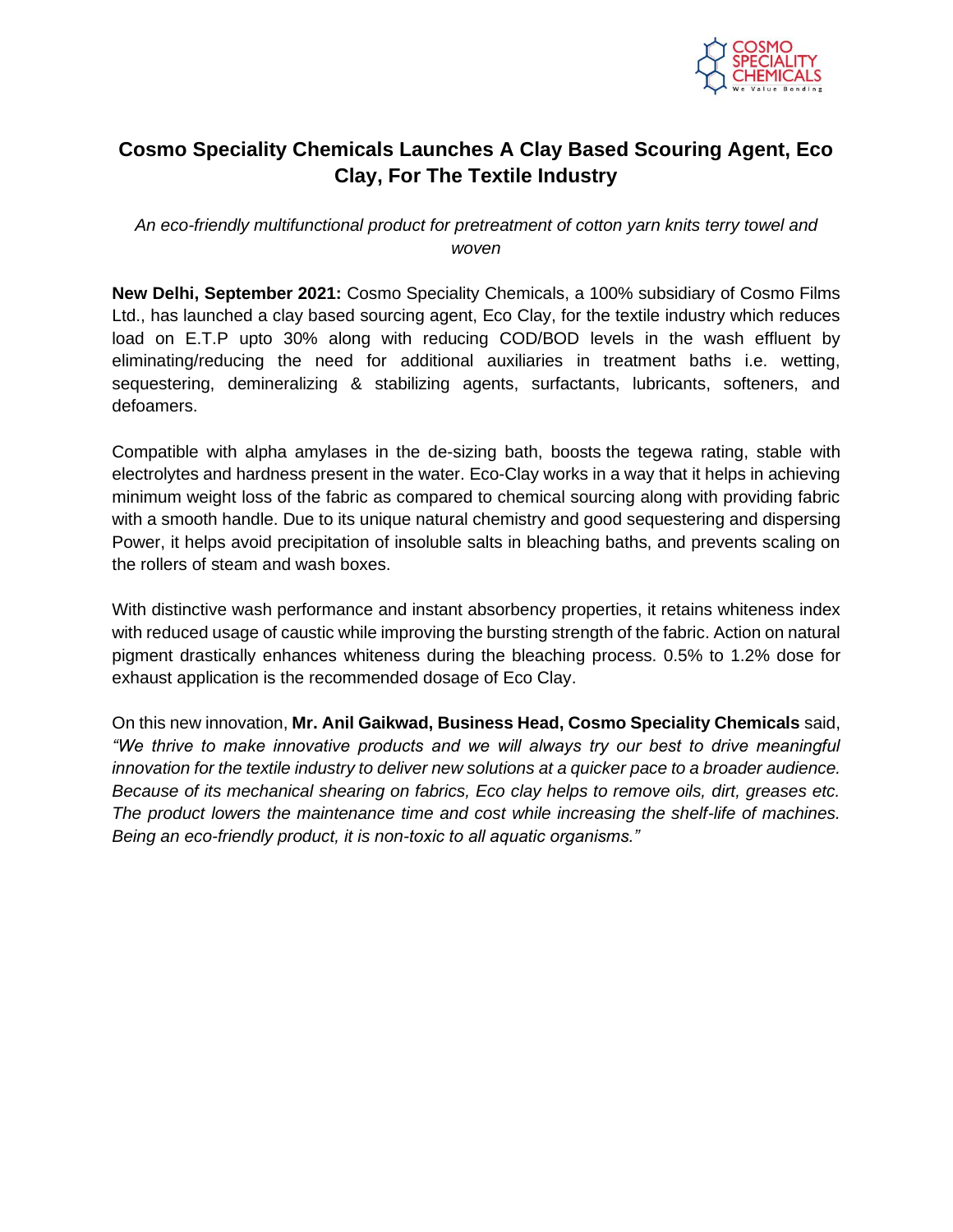# Cosmo Speciality Chemicals Launches A Clay Based Scouring Agent, Eco Clay, For The Textile Industry

*An eco-friendly multifunctional product for pretreatment of cotton yarn knits terry towel and woven*

**New Delhi, September 2021:** Cosmo Speciality Chemicals, a 100% subsidiary of Cosmo Films Ltd., has launched a clay based sourcing agent, Eco Clay, for the textile industry which reduces load on E.T.P upto 30% along with reducing COD/BOD levels in the wash effluent by eliminating/reducing the need for additional auxiliaries in treatment baths i.e. wetting, sequestering, demineralizing & stabilizing agents, surfactants, lubricants, softeners, and defoamers.

Compatible with alpha amylases in the de-sizing bath, boosts the tegewa rating, stable with electrolytes and hardness present in the water. Eco-Clay works in a way that it helps in achieving minimum weight loss of the fabric as compared to chemical sourcing along with providing fabric with a smooth handle. Due to its unique natural chemistry and good sequestering and dispersing Power, it helps avoid precipitation of insoluble salts in bleaching baths, and prevents scaling on the rollers of steam and wash boxes.

With distinctive wash performance and instant absorbency properties, it retains whiteness index with reduced usage of caustic while improving the bursting strength of the fabric. Action on natural pigment drastically enhances whiteness during the bleaching process. 0.5% to 1.2% dose for exhaust application is the recommended dosage of Eco Clay.

On this new innovation, **Mr. Anil Gaikwad, Business Head, Cosmo Speciality Chemicals** said, *"We thrive to make innovative products and we will always try our best to drive meaningful innovation for the textile industry to deliver new solutions at a quicker pace to a broader audience. Because of its mechanical shearing on fabrics, Eco clay helps to remove oils, dirt, greases etc. The product lowers the maintenance time and cost while increasing the shelf-life of machines. Being an eco-friendly product, it is non-toxic to all aquatic organisms."*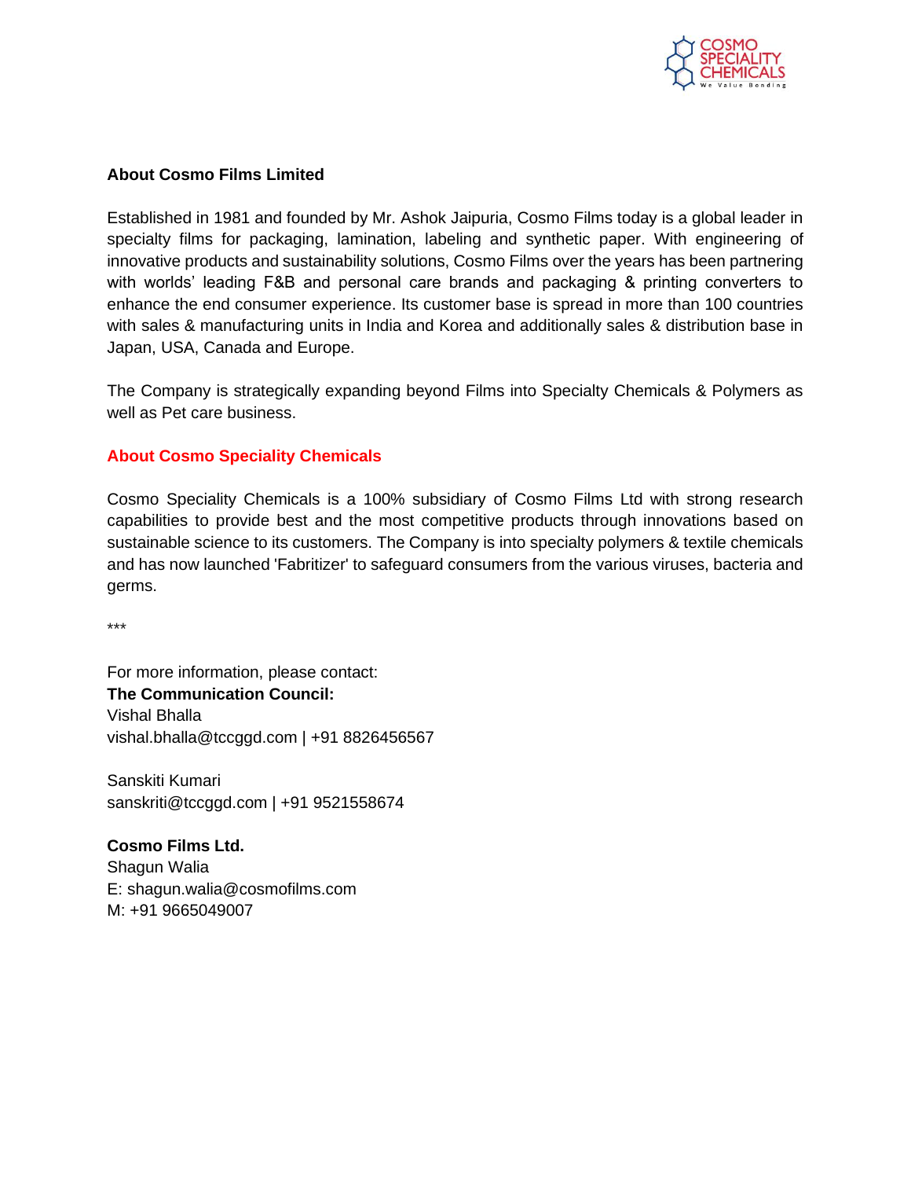**About Cosmo Films Limited**

Established in 1981 and founded by Mr. Ashok Jaipuria, Cosmo Films today is a global leader in specialty films for packaging, lamination, labeling and synthetic paper. With engineering of innovative products and sustainability solutions, Cosmo Films over the years has been partnering with worlds' leading F&B and personal care brands and packaging & printing converters to enhance the end consumer experience. Its customer base is spread in more than 100 countries with sales & manufacturing units in India and Korea and additionally sales & distribution base in Japan, USA, Canada and Europe.

The Company is strategically expanding beyond Films into Specialty Chemicals & Polymers as well as Pet care business.

**About Cosmo Speciality Chemicals**

Cosmo Speciality Chemicals is a 100% subsidiary of Cosmo Films Ltd with strong research capabilities to provide best and the most competitive products through innovations based on sustainable science to its customers. The Company is into specialty polymers & textile chemicals and has now launched 'Fabritizer' to safeguard consumers from the various viruses, bacteria and germs.

***

For more information, please contact:
**The Communication Council:**
Vishal Bhalla
vishal.bhalla@tccggd.com | +91 8826456567

Sanskiti Kumari
sanskriti@tccggd.com | +91 9521558674

**Cosmo Films Ltd.**
Shagun Walia
E: shagun.walia@cosmofilms.com
M: +91 9665049007